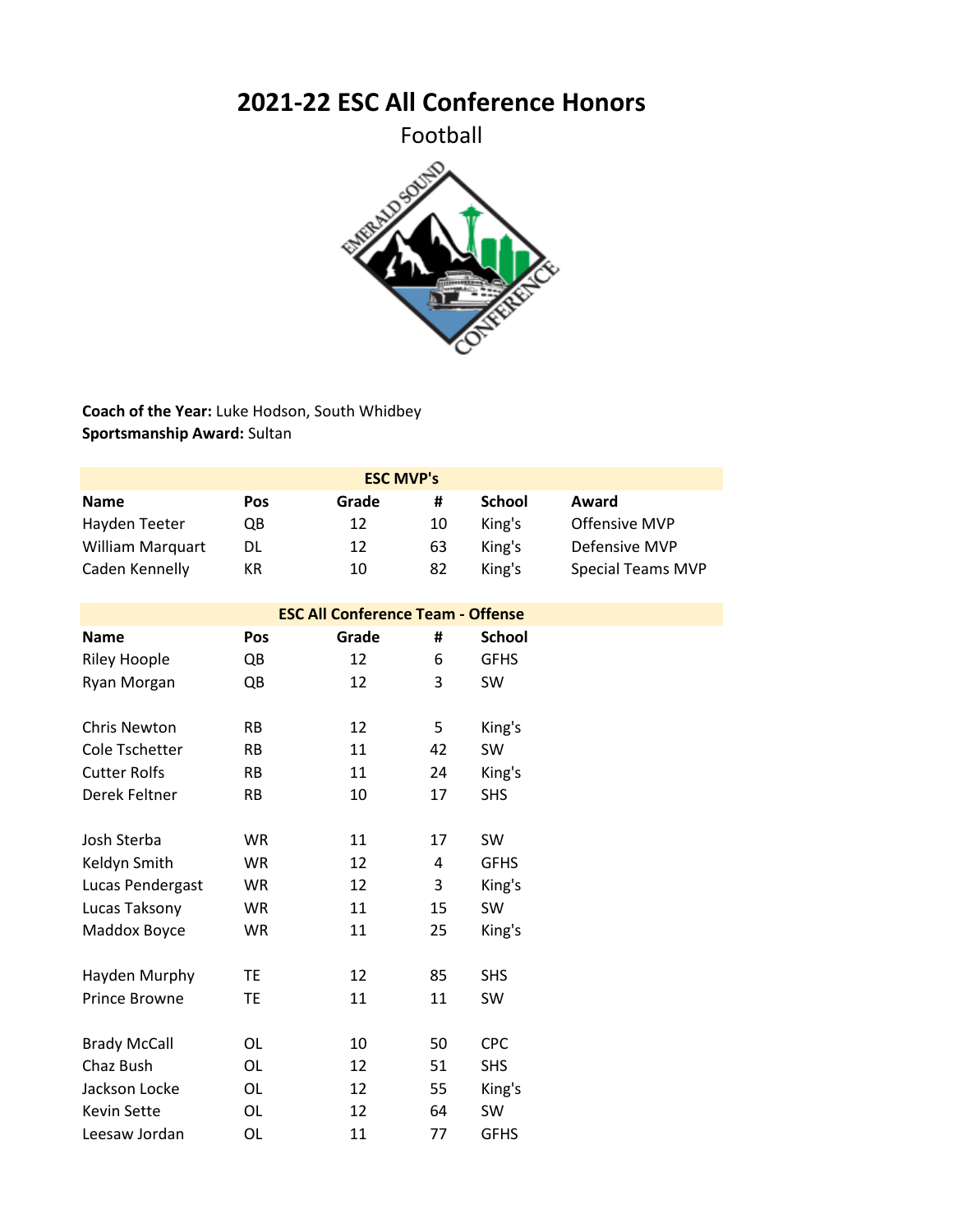# 2021-22 ESC All Conference Honors

Football

**Coach of the Year:** Luke Hodson, South Whidbey
**Sportsmanship Award:** Sultan

| ESC MVP's | | | | | |
|---|---|---|---|---|---|
| **Name** | **Pos** | **Grade** | **#** | **School** | **Award** |
| Hayden Teeter | QB | 12 | 10 | King's | Offensive MVP |
| William Marquart | DL | 12 | 63 | King's | Defensive MVP |
| Caden Kennelly | KR | 10 | 82 | King's | Special Teams MVP |

| ESC All Conference Team - Offense | | | | |
|---|---|---|---|---|
| **Name** | **Pos** | **Grade** | **#** | **School** |
| Riley Hoople | QB | 12 | 6 | GFHS |
| Ryan Morgan | QB | 12 | 3 | SW |
| | | | | |
| Chris Newton | RB | 12 | 5 | King's |
| Cole Tschetter | RB | 11 | 42 | SW |
| Cutter Rolfs | RB | 11 | 24 | King's |
| Derek Feltner | RB | 10 | 17 | SHS |
| | | | | |
| Josh Sterba | WR | 11 | 17 | SW |
| Keldyn Smith | WR | 12 | 4 | GFHS |
| Lucas Pendergast | WR | 12 | 3 | King's |
| Lucas Taksony | WR | 11 | 15 | SW |
| Maddox Boyce | WR | 11 | 25 | King's |
| | | | | |
| Hayden Murphy | TE | 12 | 85 | SHS |
| Prince Browne | TE | 11 | 11 | SW |
| | | | | |
| Brady McCall | OL | 10 | 50 | CPC |
| Chaz Bush | OL | 12 | 51 | SHS |
| Jackson Locke | OL | 12 | 55 | King's |
| Kevin Sette | OL | 12 | 64 | SW |
| Leesaw Jordan | OL | 11 | 77 | GFHS |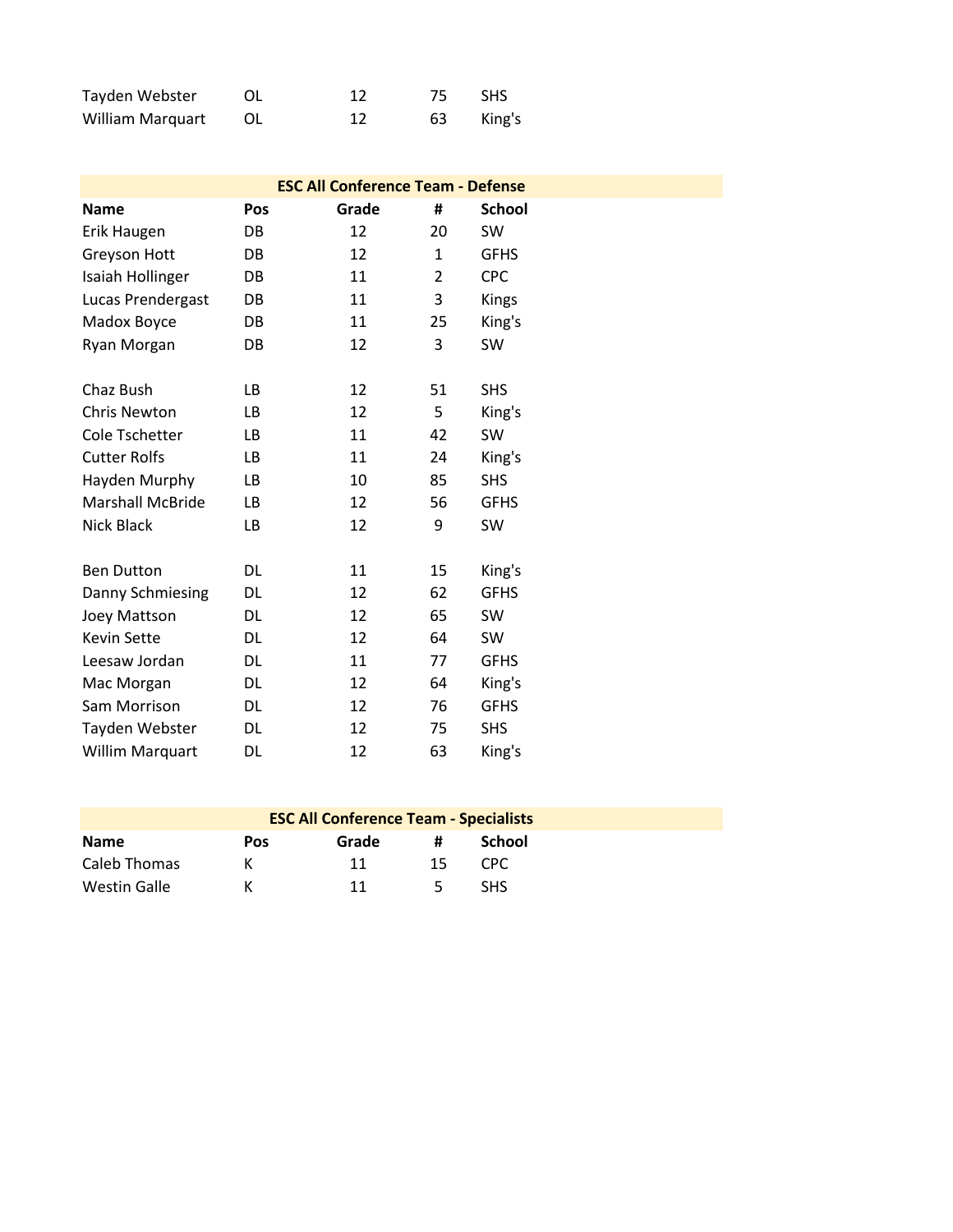| | | | | |
|---|---|---|---|---|
| Tayden Webster | OL | 12 | 75 | SHS |
| William Marquart | OL | 12 | 63 | King's |

**ESC All Conference Team - Defense**

| Name | Pos | Grade | # | School |
|---|---|---|---|---|
| Erik Haugen | DB | 12 | 20 | SW |
| Greyson Hott | DB | 12 | 1 | GFHS |
| Isaiah Hollinger | DB | 11 | 2 | CPC |
| Lucas Prendergast | DB | 11 | 3 | Kings |
| Madox Boyce | DB | 11 | 25 | King's |
| Ryan Morgan | DB | 12 | 3 | SW |
| | | | | |
| Chaz Bush | LB | 12 | 51 | SHS |
| Chris Newton | LB | 12 | 5 | King's |
| Cole Tschetter | LB | 11 | 42 | SW |
| Cutter Rolfs | LB | 11 | 24 | King's |
| Hayden Murphy | LB | 10 | 85 | SHS |
| Marshall McBride | LB | 12 | 56 | GFHS |
| Nick Black | LB | 12 | 9 | SW |
| | | | | |
| Ben Dutton | DL | 11 | 15 | King's |
| Danny Schmiesing | DL | 12 | 62 | GFHS |
| Joey Mattson | DL | 12 | 65 | SW |
| Kevin Sette | DL | 12 | 64 | SW |
| Leesaw Jordan | DL | 11 | 77 | GFHS |
| Mac Morgan | DL | 12 | 64 | King's |
| Sam Morrison | DL | 12 | 76 | GFHS |
| Tayden Webster | DL | 12 | 75 | SHS |
| Willim Marquart | DL | 12 | 63 | King's |

**ESC All Conference Team - Specialists**

| Name | Pos | Grade | # | School |
|---|---|---|---|---|
| Caleb Thomas | K | 11 | 15 | CPC |
| Westin Galle | K | 11 | 5 | SHS |